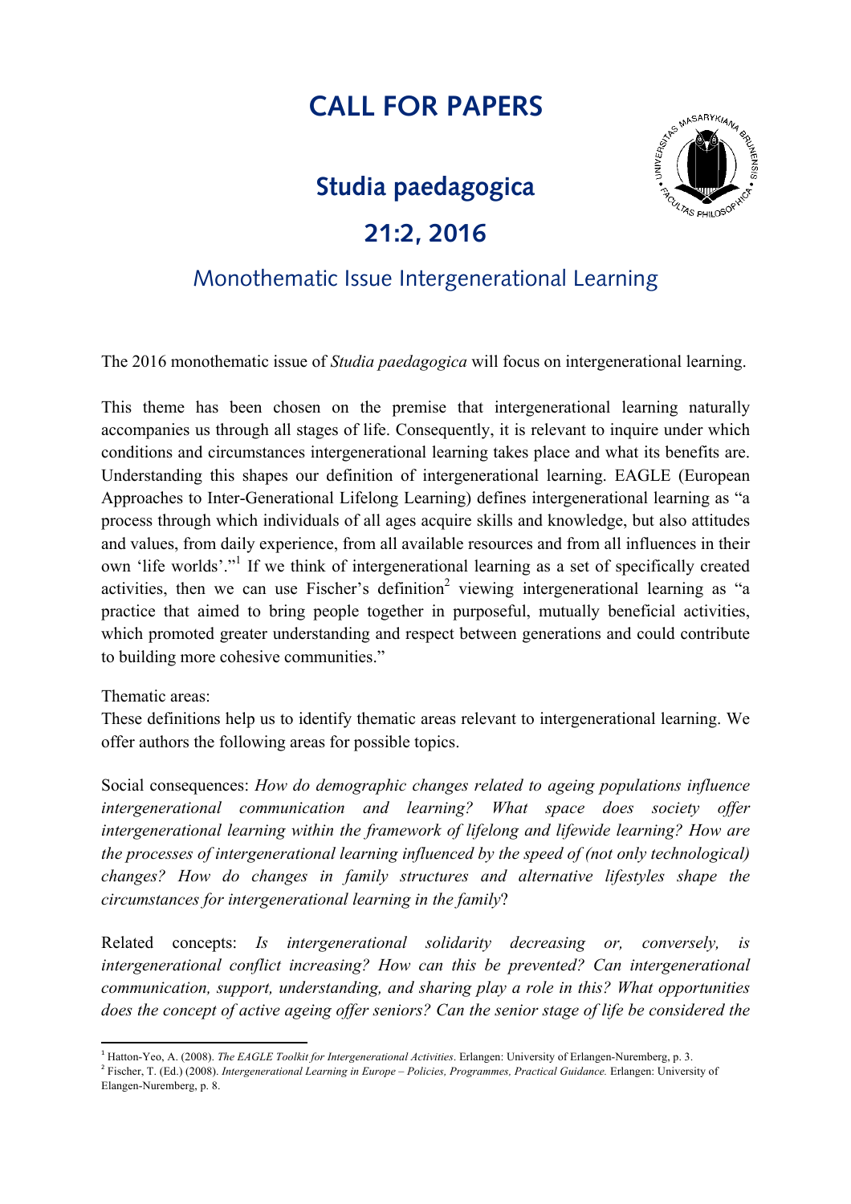# CALL FOR PAPERS

## Studia paedagogica

## 21:2, 2016

### Monothematic Issue Intergenerational Learning

The 2016 monothematic issue of *Studia paedagogica* will focus on intergenerational learning.

This theme has been chosen on the premise that intergenerational learning naturally accompanies us through all stages of life. Consequently, it is relevant to inquire under which conditions and circumstances intergenerational learning takes place and what its benefits are. Understanding this shapes our definition of intergenerational learning. EAGLE (European Approaches to Inter-Generational Lifelong Learning) defines intergenerational learning as "a process through which individuals of all ages acquire skills and knowledge, but also attitudes and values, from daily experience, from all available resources and from all influences in their own 'life worlds'."[1] If we think of intergenerational learning as a set of specifically created activities, then we can use Fischer's definition[2] viewing intergenerational learning as "a practice that aimed to bring people together in purposeful, mutually beneficial activities, which promoted greater understanding and respect between generations and could contribute to building more cohesive communities."

Thematic areas:
These definitions help us to identify thematic areas relevant to intergenerational learning. We offer authors the following areas for possible topics.

Social consequences: *How do demographic changes related to ageing populations influence intergenerational communication and learning? What space does society offer intergenerational learning within the framework of lifelong and lifewide learning? How are the processes of intergenerational learning influenced by the speed of (not only technological) changes? How do changes in family structures and alternative lifestyles shape the circumstances for intergenerational learning in the family*?

Related concepts: *Is intergenerational solidarity decreasing or, conversely, is intergenerational conflict increasing? How can this be prevented? Can intergenerational communication, support, understanding, and sharing play a role in this? What opportunities does the concept of active ageing offer seniors? Can the senior stage of life be considered the*

---

[1] Hatton-Yeo, A. (2008). *The EAGLE Toolkit for Intergenerational Activities*. Erlangen: University of Erlangen-Nuremberg, p. 3.

[2] Fischer, T. (Ed.) (2008). *Intergenerational Learning in Europe – Policies, Programmes, Practical Guidance.* Erlangen: University of Elangen-Nuremberg, p. 8.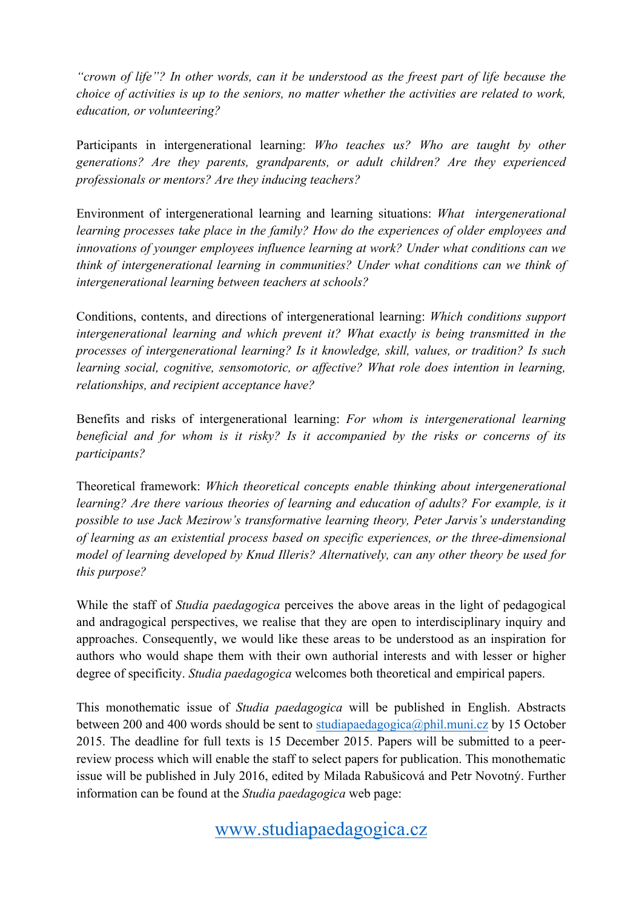*"crown of life"? In other words, can it be understood as the freest part of life because the choice of activities is up to the seniors, no matter whether the activities are related to work, education, or volunteering?*

Participants in intergenerational learning: *Who teaches us? Who are taught by other generations? Are they parents, grandparents, or adult children? Are they experienced professionals or mentors? Are they inducing teachers?*

Environment of intergenerational learning and learning situations: *What intergenerational learning processes take place in the family? How do the experiences of older employees and innovations of younger employees influence learning at work? Under what conditions can we think of intergenerational learning in communities? Under what conditions can we think of intergenerational learning between teachers at schools?*

Conditions, contents, and directions of intergenerational learning: *Which conditions support intergenerational learning and which prevent it? What exactly is being transmitted in the processes of intergenerational learning? Is it knowledge, skill, values, or tradition? Is such learning social, cognitive, sensomotoric, or affective? What role does intention in learning, relationships, and recipient acceptance have?*

Benefits and risks of intergenerational learning: *For whom is intergenerational learning beneficial and for whom is it risky? Is it accompanied by the risks or concerns of its participants?*

Theoretical framework: *Which theoretical concepts enable thinking about intergenerational learning? Are there various theories of learning and education of adults? For example, is it possible to use Jack Mezirow's transformative learning theory, Peter Jarvis's understanding of learning as an existential process based on specific experiences, or the three-dimensional model of learning developed by Knud Illeris? Alternatively, can any other theory be used for this purpose?*

While the staff of *Studia paedagogica* perceives the above areas in the light of pedagogical and andragogical perspectives, we realise that they are open to interdisciplinary inquiry and approaches. Consequently, we would like these areas to be understood as an inspiration for authors who would shape them with their own authorial interests and with lesser or higher degree of specificity. *Studia paedagogica* welcomes both theoretical and empirical papers.

This monothematic issue of *Studia paedagogica* will be published in English. Abstracts between 200 and 400 words should be sent to studiapaedagogica@phil.muni.cz by 15 October 2015. The deadline for full texts is 15 December 2015. Papers will be submitted to a peer-review process which will enable the staff to select papers for publication. This monothematic issue will be published in July 2016, edited by Milada Rabušicová and Petr Novotný. Further information can be found at the *Studia paedagogica* web page:

www.studiapaedagogica.cz